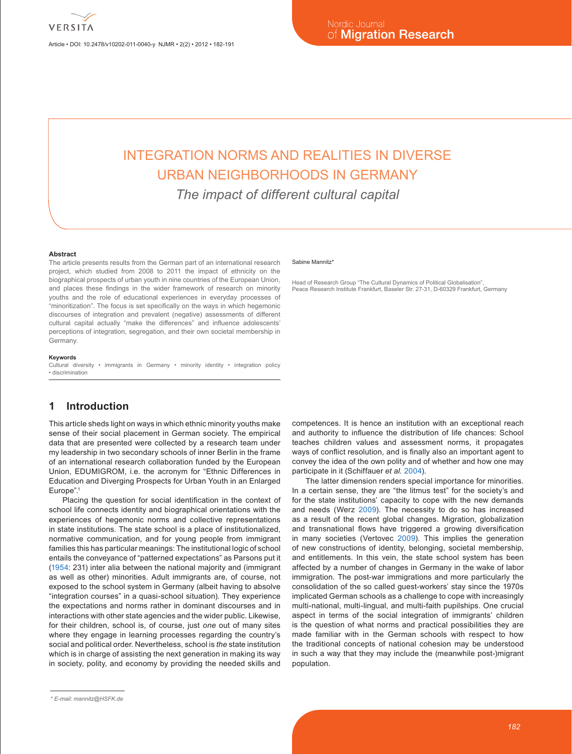# INTEGRATION NORMS AND REALITIES IN DIVERSE URBAN NEIGHBORHOODS IN GERMANY

*The impact of different cultural capital*

Sabine Mannitz*

Head of Research Group "The Cultural Dynamics of Political Globalisation", Peace Research Institute Frankfurt, Baseler Str. 27-31, D-60329 Frankfurt, Germany

**Abstract**

The article presents results from the German part of an international research project, which studied from 2008 to 2011 the impact of ethnicity on the biographical prospects of urban youth in nine countries of the European Union, and places these findings in the wider framework of research on minority youths and the role of educational experiences in everyday processes of "minoritization". The focus is set specifically on the ways in which hegemonic discourses of integration and prevalent (negative) assessments of different cultural capital actually "make the differences" and influence adolescents' perceptions of integration, segregation, and their own societal membership in Germany.

**Keywords**

Cultural diversity • immigrants in Germany • minority identity • integration policy • discrimination

## 1 Introduction

This article sheds light on ways in which ethnic minority youths make sense of their social placement in German society. The empirical data that are presented were collected by a research team under my leadership in two secondary schools of inner Berlin in the frame of an international research collaboration funded by the European Union, EDUMIGROM, i.e. the acronym for "Ethnic Differences in Education and Diverging Prospects for Urban Youth in an Enlarged Europe".[1]

Placing the question for social identification in the context of school life connects identity and biographical orientations with the experiences of hegemonic norms and collective representations in state institutions. The state school is a place of institutionalized, normative communication, and for young people from immigrant families this has particular meanings: The institutional logic of school entails the conveyance of "patterned expectations" as Parsons put it (1954: 231) inter alia between the national majority and (immigrant as well as other) minorities. Adult immigrants are, of course, not exposed to the school system in Germany (albeit having to absolve "integration courses" in a quasi-school situation). They experience the expectations and norms rather in dominant discourses and in interactions with other state agencies and the wider public. Likewise, for their children, school is, of course, just *one* out of many sites where they engage in learning processes regarding the country's social and political order. Nevertheless, school is *the* state institution which is in charge of assisting the next generation in making its way in society, polity, and economy by providing the needed skills and competences. It is hence an institution with an exceptional reach and authority to influence the distribution of life chances: School teaches children values and assessment norms, it propagates ways of conflict resolution, and is finally also an important agent to convey the idea of the own polity and of whether and how one may participate in it (Schiffauer *et al.* 2004).

The latter dimension renders special importance for minorities. In a certain sense, they are "the litmus test" for the society's and for the state institutions' capacity to cope with the new demands and needs (Werz 2009). The necessity to do so has increased as a result of the recent global changes. Migration, globalization and transnational flows have triggered a growing diversification in many societies (Vertovec 2009). This implies the generation of new constructions of identity, belonging, societal membership, and entitlements. In this vein, the state school system has been affected by a number of changes in Germany in the wake of labor immigration. The post-war immigrations and more particularly the consolidation of the so called guest-workers' stay since the 1970s implicated German schools as a challenge to cope with increasingly multi-national, multi-lingual, and multi-faith pupilships. One crucial aspect in terms of the social integration of immigrants' children is the question of what norms and practical possibilities they are made familiar with in the German schools with respect to how the traditional concepts of national cohesion may be understood in such a way that they may include the (meanwhile post-)migrant population.

* E-mail: mannitz@HSFK.de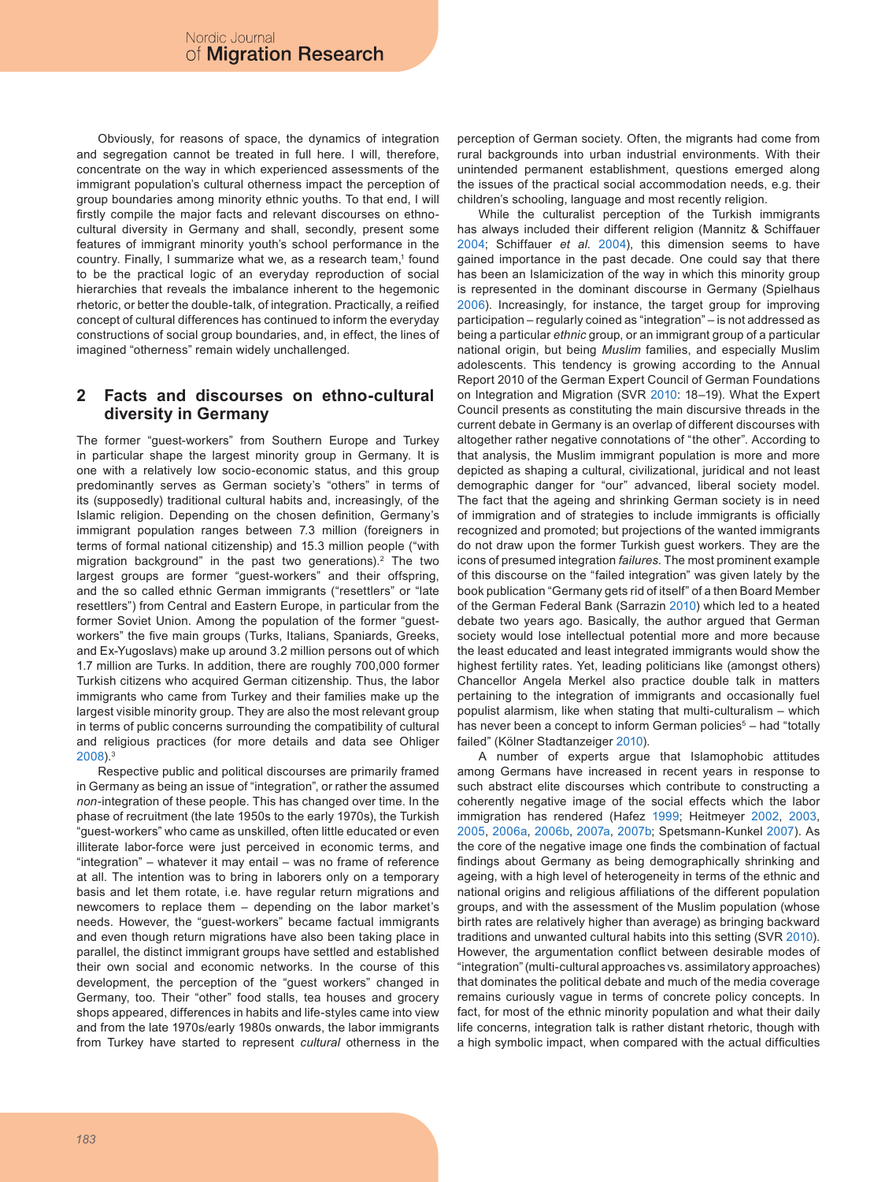Obviously, for reasons of space, the dynamics of integration and segregation cannot be treated in full here. I will, therefore, concentrate on the way in which experienced assessments of the immigrant population's cultural otherness impact the perception of group boundaries among minority ethnic youths. To that end, I will firstly compile the major facts and relevant discourses on ethno-cultural diversity in Germany and shall, secondly, present some features of immigrant minority youth's school performance in the country. Finally, I summarize what we, as a research team,[1] found to be the practical logic of an everyday reproduction of social hierarchies that reveals the imbalance inherent to the hegemonic rhetoric, or better the double-talk, of integration. Practically, a reified concept of cultural differences has continued to inform the everyday constructions of social group boundaries, and, in effect, the lines of imagined "otherness" remain widely unchallenged.

## 2 Facts and discourses on ethno-cultural diversity in Germany

The former "guest-workers" from Southern Europe and Turkey in particular shape the largest minority group in Germany. It is one with a relatively low socio-economic status, and this group predominantly serves as German society's "others" in terms of its (supposedly) traditional cultural habits and, increasingly, of the Islamic religion. Depending on the chosen definition, Germany's immigrant population ranges between 7.3 million (foreigners in terms of formal national citizenship) and 15.3 million people ("with migration background" in the past two generations).[2] The two largest groups are former "guest-workers" and their offspring, and the so called ethnic German immigrants ("resettlers" or "late resettlers") from Central and Eastern Europe, in particular from the former Soviet Union. Among the population of the former "guest-workers" the five main groups (Turks, Italians, Spaniards, Greeks, and Ex-Yugoslavs) make up around 3.2 million persons out of which 1.7 million are Turks. In addition, there are roughly 700,000 former Turkish citizens who acquired German citizenship. Thus, the labor immigrants who came from Turkey and their families make up the largest visible minority group. They are also the most relevant group in terms of public concerns surrounding the compatibility of cultural and religious practices (for more details and data see Ohliger 2008).[3]

Respective public and political discourses are primarily framed in Germany as being an issue of "integration", or rather the assumed *non*-integration of these people. This has changed over time. In the phase of recruitment (the late 1950s to the early 1970s), the Turkish "guest-workers" who came as unskilled, often little educated or even illiterate labor-force were just perceived in economic terms, and "integration" – whatever it may entail – was no frame of reference at all. The intention was to bring in laborers only on a temporary basis and let them rotate, i.e. have regular return migrations and newcomers to replace them – depending on the labor market's needs. However, the "guest-workers" became factual immigrants and even though return migrations have also been taking place in parallel, the distinct immigrant groups have settled and established their own social and economic networks. In the course of this development, the perception of the "guest workers" changed in Germany, too. Their "other" food stalls, tea houses and grocery shops appeared, differences in habits and life-styles came into view and from the late 1970s/early 1980s onwards, the labor immigrants from Turkey have started to represent *cultural* otherness in the perception of German society. Often, the migrants had come from rural backgrounds into urban industrial environments. With their unintended permanent establishment, questions emerged along the issues of the practical social accommodation needs, e.g. their children's schooling, language and most recently religion.

While the culturalist perception of the Turkish immigrants has always included their different religion (Mannitz & Schiffauer 2004; Schiffauer *et al.* 2004), this dimension seems to have gained importance in the past decade. One could say that there has been an Islamicization of the way in which this minority group is represented in the dominant discourse in Germany (Spielhaus 2006). Increasingly, for instance, the target group for improving participation – regularly coined as "integration" – is not addressed as being a particular *ethnic* group, or an immigrant group of a particular national origin, but being *Muslim* families, and especially Muslim adolescents. This tendency is growing according to the Annual Report 2010 of the German Expert Council of German Foundations on Integration and Migration (SVR 2010: 18–19). What the Expert Council presents as constituting the main discursive threads in the current debate in Germany is an overlap of different discourses with altogether rather negative connotations of "the other". According to that analysis, the Muslim immigrant population is more and more depicted as shaping a cultural, civilizational, juridical and not least demographic danger for "our" advanced, liberal society model. The fact that the ageing and shrinking German society is in need of immigration and of strategies to include immigrants is officially recognized and promoted; but projections of the wanted immigrants do not draw upon the former Turkish guest workers. They are the icons of presumed integration *failures*. The most prominent example of this discourse on the "failed integration" was given lately by the book publication "Germany gets rid of itself" of a then Board Member of the German Federal Bank (Sarrazin 2010) which led to a heated debate two years ago. Basically, the author argued that German society would lose intellectual potential more and more because the least educated and least integrated immigrants would show the highest fertility rates. Yet, leading politicians like (amongst others) Chancellor Angela Merkel also practice double talk in matters pertaining to the integration of immigrants and occasionally fuel populist alarmism, like when stating that multi-culturalism – which has never been a concept to inform German policies[5] – had "totally failed" (Kölner Stadtanzeiger 2010).

A number of experts argue that Islamophobic attitudes among Germans have increased in recent years in response to such abstract elite discourses which contribute to constructing a coherently negative image of the social effects which the labor immigration has rendered (Hafez 1999; Heitmeyer 2002, 2003, 2005, 2006a, 2006b, 2007a, 2007b; Spetsmann-Kunkel 2007). As the core of the negative image one finds the combination of factual findings about Germany as being demographically shrinking and ageing, with a high level of heterogeneity in terms of the ethnic and national origins and religious affiliations of the different population groups, and with the assessment of the Muslim population (whose birth rates are relatively higher than average) as bringing backward traditions and unwanted cultural habits into this setting (SVR 2010). However, the argumentation conflict between desirable modes of "integration" (multi-cultural approaches vs. assimilatory approaches) that dominates the political debate and much of the media coverage remains curiously vague in terms of concrete policy concepts. In fact, for most of the ethnic minority population and what their daily life concerns, integration talk is rather distant rhetoric, though with a high symbolic impact, when compared with the actual difficulties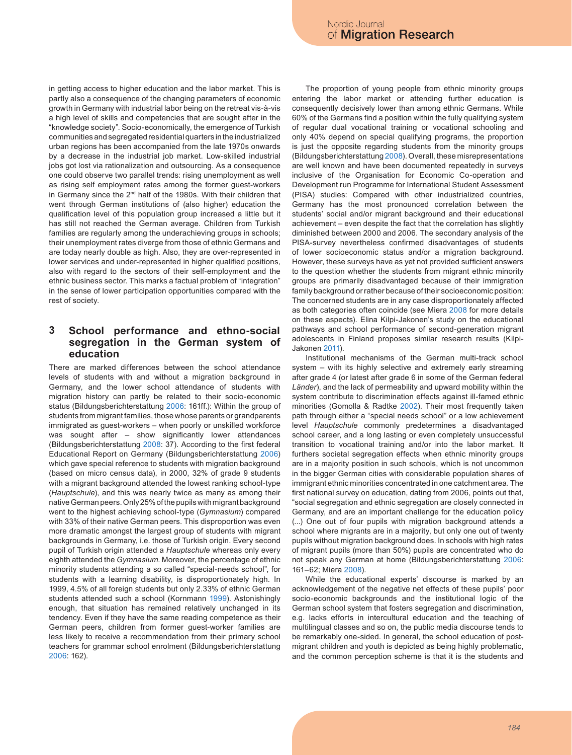in getting access to higher education and the labor market. This is partly also a consequence of the changing parameters of economic growth in Germany with industrial labor being on the retreat vis-à-vis a high level of skills and competencies that are sought after in the "knowledge society". Socio-economically, the emergence of Turkish communities and segregated residential quarters in the industrialized urban regions has been accompanied from the late 1970s onwards by a decrease in the industrial job market. Low-skilled industrial jobs got lost via rationalization and outsourcing. As a consequence one could observe two parallel trends: rising unemployment as well as rising self employment rates among the former guest-workers in Germany since the 2nd half of the 1980s. With their children that went through German institutions of (also higher) education the qualification level of this population group increased a little but it has still not reached the German average. Children from Turkish families are regularly among the underachieving groups in schools; their unemployment rates diverge from those of ethnic Germans and are today nearly double as high. Also, they are over-represented in lower services and under-represented in higher qualified positions, also with regard to the sectors of their self-employment and the ethnic business sector. This marks a factual problem of "integration" in the sense of lower participation opportunities compared with the rest of society.

## 3 School performance and ethno-social segregation in the German system of education

There are marked differences between the school attendance levels of students with and without a migration background in Germany, and the lower school attendance of students with migration history can partly be related to their socio-economic status (Bildungsberichterstattung 2006: 161ff.): Within the group of students from migrant families, those whose parents or grandparents immigrated as guest-workers – when poorly or unskilled workforce was sought after – show significantly lower attendances (Bildungsberichterstattung 2008: 37). According to the first federal Educational Report on Germany (Bildungsberichterstattung 2006) which gave special reference to students with migration background (based on micro census data), in 2000, 32% of grade 9 students with a migrant background attended the lowest ranking school-type (*Hauptschule*), and this was nearly twice as many as among their native German peers. Only 25% of the pupils with migrant background went to the highest achieving school-type (*Gymnasium*) compared with 33% of their native German peers. This disproportion was even more dramatic amongst the largest group of students with migrant backgrounds in Germany, i.e. those of Turkish origin. Every second pupil of Turkish origin attended a *Hauptschule* whereas only every eighth attended the *Gymnasium*. Moreover, the percentage of ethnic minority students attending a so called "special-needs school", for students with a learning disability, is disproportionately high. In 1999, 4.5% of all foreign students but only 2.33% of ethnic German students attended such a school (Kornmann 1999). Astonishingly enough, that situation has remained relatively unchanged in its tendency. Even if they have the same reading competence as their German peers, children from former guest-worker families are less likely to receive a recommendation from their primary school teachers for grammar school enrolment (Bildungsberichterstattung 2006: 162).

The proportion of young people from ethnic minority groups entering the labor market or attending further education is consequently decisively lower than among ethnic Germans. While 60% of the Germans find a position within the fully qualifying system of regular dual vocational training or vocational schooling and only 40% depend on special qualifying programs, the proportion is just the opposite regarding students from the minority groups (Bildungsberichterstattung 2008). Overall, these misrepresentations are well known and have been documented repeatedly in surveys inclusive of the Organisation for Economic Co-operation and Development run Programme for International Student Assessment (PISA) studies: Compared with other industrialized countries, Germany has the most pronounced correlation between the students' social and/or migrant background and their educational achievement – even despite the fact that the correlation has slightly diminished between 2000 and 2006. The secondary analysis of the PISA-survey nevertheless confirmed disadvantages of students of lower socioeconomic status and/or a migration background. However, these surveys have as yet not provided sufficient answers to the question whether the students from migrant ethnic minority groups are primarily disadvantaged because of their immigration family background or rather because of their socioeconomic position: The concerned students are in any case disproportionately affected as both categories often coincide (see Miera 2008 for more details on these aspects). Elina Kilpi-Jakonen's study on the educational pathways and school performance of second-generation migrant adolescents in Finland proposes similar research results (Kilpi-Jakonen 2011).

Institutional mechanisms of the German multi-track school system – with its highly selective and extremely early streaming after grade 4 (or latest after grade 6 in some of the German federal *Länder*), and the lack of permeability and upward mobility within the system contribute to discrimination effects against ill-famed ethnic minorities (Gomolla & Radtke 2002). Their most frequently taken path through either a "special needs school" or a low achievement level *Hauptschule* commonly predetermines a disadvantaged school career, and a long lasting or even completely unsuccessful transition to vocational training and/or into the labor market. It furthers societal segregation effects when ethnic minority groups are in a majority position in such schools, which is not uncommon in the bigger German cities with considerable population shares of immigrant ethnic minorities concentrated in one catchment area. The first national survey on education, dating from 2006, points out that, "social segregation and ethnic segregation are closely connected in Germany, and are an important challenge for the education policy (...) One out of four pupils with migration background attends a school where migrants are in a majority, but only one out of twenty pupils without migration background does. In schools with high rates of migrant pupils (more than 50%) pupils are concentrated who do not speak any German at home (Bildungsberichterstattung 2006: 161–62; Miera 2008).

While the educational experts' discourse is marked by an acknowledgement of the negative net effects of these pupils' poor socio-economic backgrounds and the institutional logic of the German school system that fosters segregation and discrimination, e.g. lacks efforts in intercultural education and the teaching of multilingual classes and so on, the public media discourse tends to be remarkably one-sided. In general, the school education of post-migrant children and youth is depicted as being highly problematic, and the common perception scheme is that it is the students and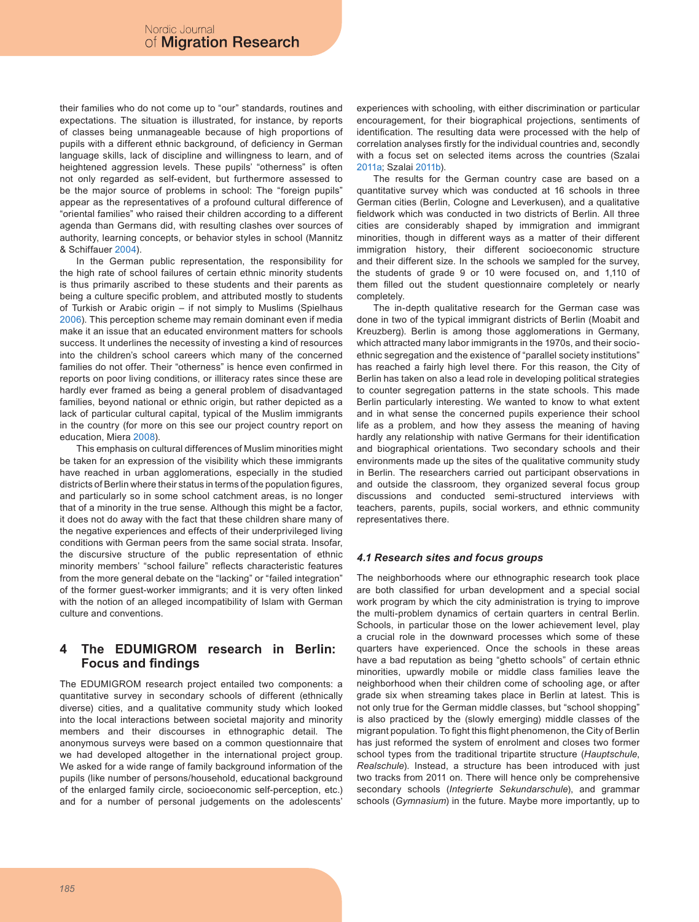their families who do not come up to "our" standards, routines and expectations. The situation is illustrated, for instance, by reports of classes being unmanageable because of high proportions of pupils with a different ethnic background, of deficiency in German language skills, lack of discipline and willingness to learn, and of heightened aggression levels. These pupils' "otherness" is often not only regarded as self-evident, but furthermore assessed to be the major source of problems in school: The "foreign pupils" appear as the representatives of a profound cultural difference of "oriental families" who raised their children according to a different agenda than Germans did, with resulting clashes over sources of authority, learning concepts, or behavior styles in school (Mannitz & Schiffauer 2004).

In the German public representation, the responsibility for the high rate of school failures of certain ethnic minority students is thus primarily ascribed to these students and their parents as being a culture specific problem, and attributed mostly to students of Turkish or Arabic origin – if not simply to Muslims (Spielhaus 2006). This perception scheme may remain dominant even if media make it an issue that an educated environment matters for schools success. It underlines the necessity of investing a kind of resources into the children's school careers which many of the concerned families do not offer. Their "otherness" is hence even confirmed in reports on poor living conditions, or illiteracy rates since these are hardly ever framed as being a general problem of disadvantaged families, beyond national or ethnic origin, but rather depicted as a lack of particular cultural capital, typical of the Muslim immigrants in the country (for more on this see our project country report on education, Miera 2008).

This emphasis on cultural differences of Muslim minorities might be taken for an expression of the visibility which these immigrants have reached in urban agglomerations, especially in the studied districts of Berlin where their status in terms of the population figures, and particularly so in some school catchment areas, is no longer that of a minority in the true sense. Although this might be a factor, it does not do away with the fact that these children share many of the negative experiences and effects of their underprivileged living conditions with German peers from the same social strata. Insofar, the discursive structure of the public representation of ethnic minority members' "school failure" reflects characteristic features from the more general debate on the "lacking" or "failed integration" of the former guest-worker immigrants; and it is very often linked with the notion of an alleged incompatibility of Islam with German culture and conventions.

## 4 The EDUMIGROM research in Berlin: Focus and findings

The EDUMIGROM research project entailed two components: a quantitative survey in secondary schools of different (ethnically diverse) cities, and a qualitative community study which looked into the local interactions between societal majority and minority members and their discourses in ethnographic detail. The anonymous surveys were based on a common questionnaire that we had developed altogether in the international project group. We asked for a wide range of family background information of the pupils (like number of persons/household, educational background of the enlarged family circle, socioeconomic self-perception, etc.) and for a number of personal judgements on the adolescents' experiences with schooling, with either discrimination or particular encouragement, for their biographical projections, sentiments of identification. The resulting data were processed with the help of correlation analyses firstly for the individual countries and, secondly with a focus set on selected items across the countries (Szalai 2011a; Szalai 2011b).

The results for the German country case are based on a quantitative survey which was conducted at 16 schools in three German cities (Berlin, Cologne and Leverkusen), and a qualitative fieldwork which was conducted in two districts of Berlin. All three cities are considerably shaped by immigration and immigrant minorities, though in different ways as a matter of their different immigration history, their different socioeconomic structure and their different size. In the schools we sampled for the survey, the students of grade 9 or 10 were focused on, and 1,110 of them filled out the student questionnaire completely or nearly completely.

The in-depth qualitative research for the German case was done in two of the typical immigrant districts of Berlin (Moabit and Kreuzberg). Berlin is among those agglomerations in Germany, which attracted many labor immigrants in the 1970s, and their socio-ethnic segregation and the existence of "parallel society institutions" has reached a fairly high level there. For this reason, the City of Berlin has taken on also a lead role in developing political strategies to counter segregation patterns in the state schools. This made Berlin particularly interesting. We wanted to know to what extent and in what sense the concerned pupils experience their school life as a problem, and how they assess the meaning of having hardly any relationship with native Germans for their identification and biographical orientations. Two secondary schools and their environments made up the sites of the qualitative community study in Berlin. The researchers carried out participant observations in and outside the classroom, they organized several focus group discussions and conducted semi-structured interviews with teachers, parents, pupils, social workers, and ethnic community representatives there.

### *4.1 Research sites and focus groups*

The neighborhoods where our ethnographic research took place are both classified for urban development and a special social work program by which the city administration is trying to improve the multi-problem dynamics of certain quarters in central Berlin. Schools, in particular those on the lower achievement level, play a crucial role in the downward processes which some of these quarters have experienced. Once the schools in these areas have a bad reputation as being "ghetto schools" of certain ethnic minorities, upwardly mobile or middle class families leave the neighborhood when their children come of schooling age, or after grade six when streaming takes place in Berlin at latest. This is not only true for the German middle classes, but "school shopping" is also practiced by the (slowly emerging) middle classes of the migrant population. To fight this flight phenomenon, the City of Berlin has just reformed the system of enrolment and closes two former school types from the traditional tripartite structure (*Hauptschule*, *Realschule*). Instead, a structure has been introduced with just two tracks from 2011 on. There will hence only be comprehensive secondary schools (*Integrierte Sekundarschule*), and grammar schools (*Gymnasium*) in the future. Maybe more importantly, up to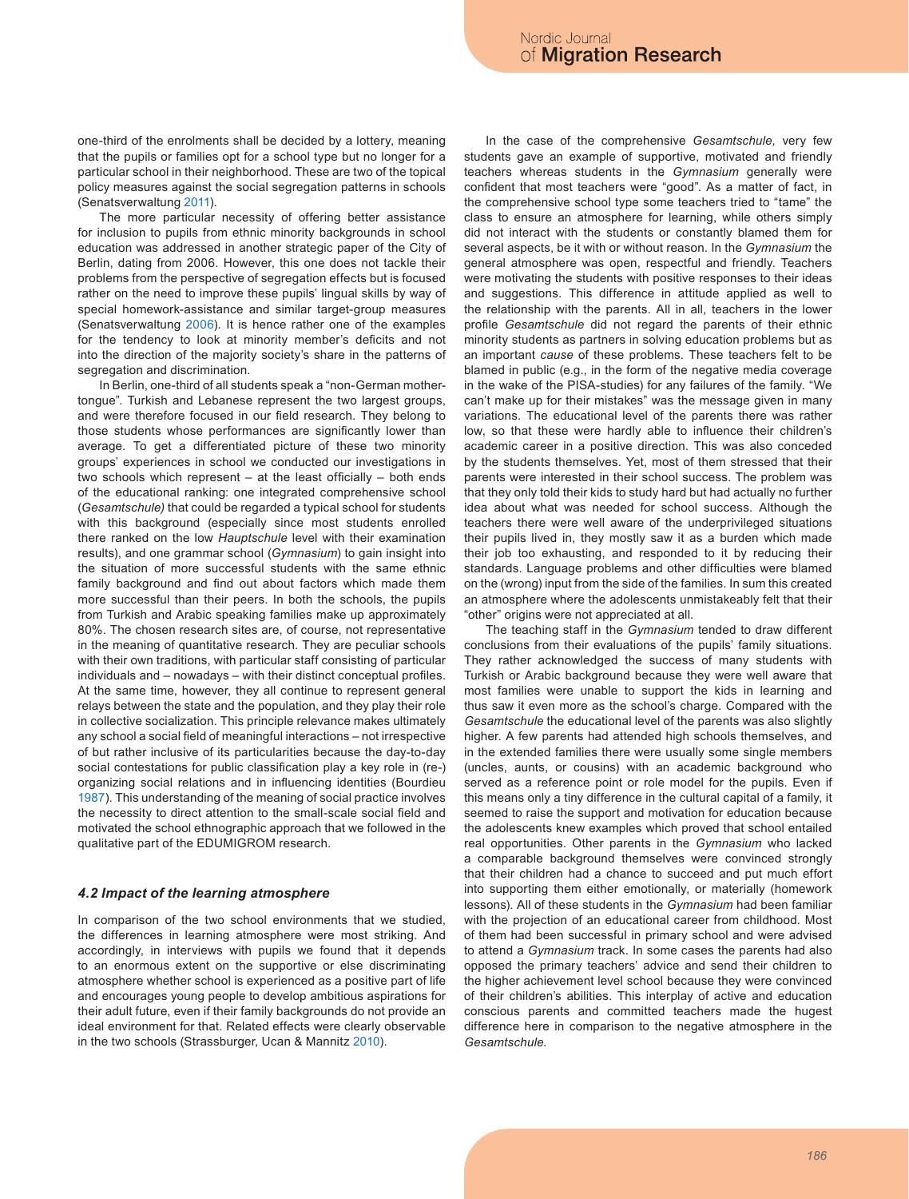one-third of the enrolments shall be decided by a lottery, meaning that the pupils or families opt for a school type but no longer for a particular school in their neighborhood. These are two of the topical policy measures against the social segregation patterns in schools (Senatsverwaltung 2011).

The more particular necessity of offering better assistance for inclusion to pupils from ethnic minority backgrounds in school education was addressed in another strategic paper of the City of Berlin, dating from 2006. However, this one does not tackle their problems from the perspective of segregation effects but is focused rather on the need to improve these pupils' lingual skills by way of special homework-assistance and similar target-group measures (Senatsverwaltung 2006). It is hence rather one of the examples for the tendency to look at minority member's deficits and not into the direction of the majority society's share in the patterns of segregation and discrimination.

In Berlin, one-third of all students speak a "non-German mother-tongue". Turkish and Lebanese represent the two largest groups, and were therefore focused in our field research. They belong to those students whose performances are significantly lower than average. To get a differentiated picture of these two minority groups' experiences in school we conducted our investigations in two schools which represent – at the least officially – both ends of the educational ranking: one integrated comprehensive school (*Gesamtschule)* that could be regarded a typical school for students with this background (especially since most students enrolled there ranked on the low *Hauptschule* level with their examination results), and one grammar school (*Gymnasium*) to gain insight into the situation of more successful students with the same ethnic family background and find out about factors which made them more successful than their peers. In both the schools, the pupils from Turkish and Arabic speaking families make up approximately 80%. The chosen research sites are, of course, not representative in the meaning of quantitative research. They are peculiar schools with their own traditions, with particular staff consisting of particular individuals and – nowadays – with their distinct conceptual profiles. At the same time, however, they all continue to represent general relays between the state and the population, and they play their role in collective socialization. This principle relevance makes ultimately any school a social field of meaningful interactions – not irrespective of but rather inclusive of its particularities because the day-to-day social contestations for public classification play a key role in (re-) organizing social relations and in influencing identities (Bourdieu 1987). This understanding of the meaning of social practice involves the necessity to direct attention to the small-scale social field and motivated the school ethnographic approach that we followed in the qualitative part of the EDUMIGROM research.

### *4.2 Impact of the learning atmosphere*

In comparison of the two school environments that we studied, the differences in learning atmosphere were most striking. And accordingly, in interviews with pupils we found that it depends to an enormous extent on the supportive or else discriminating atmosphere whether school is experienced as a positive part of life and encourages young people to develop ambitious aspirations for their adult future, even if their family backgrounds do not provide an ideal environment for that. Related effects were clearly observable in the two schools (Strassburger, Ucan & Mannitz 2010).

In the case of the comprehensive *Gesamtschule,* very few students gave an example of supportive, motivated and friendly teachers whereas students in the *Gymnasium* generally were confident that most teachers were "good". As a matter of fact, in the comprehensive school type some teachers tried to "tame" the class to ensure an atmosphere for learning, while others simply did not interact with the students or constantly blamed them for several aspects, be it with or without reason. In the *Gymnasium* the general atmosphere was open, respectful and friendly. Teachers were motivating the students with positive responses to their ideas and suggestions. This difference in attitude applied as well to the relationship with the parents. All in all, teachers in the lower profile *Gesamtschule* did not regard the parents of their ethnic minority students as partners in solving education problems but as an important *cause* of these problems. These teachers felt to be blamed in public (e.g., in the form of the negative media coverage in the wake of the PISA-studies) for any failures of the family. "We can't make up for their mistakes" was the message given in many variations. The educational level of the parents there was rather low, so that these were hardly able to influence their children's academic career in a positive direction. This was also conceded by the students themselves. Yet, most of them stressed that their parents were interested in their school success. The problem was that they only told their kids to study hard but had actually no further idea about what was needed for school success. Although the teachers there were well aware of the underprivileged situations their pupils lived in, they mostly saw it as a burden which made their job too exhausting, and responded to it by reducing their standards. Language problems and other difficulties were blamed on the (wrong) input from the side of the families. In sum this created an atmosphere where the adolescents unmistakeably felt that their "other" origins were not appreciated at all.

The teaching staff in the *Gymnasium* tended to draw different conclusions from their evaluations of the pupils' family situations. They rather acknowledged the success of many students with Turkish or Arabic background because they were well aware that most families were unable to support the kids in learning and thus saw it even more as the school's charge. Compared with the *Gesamtschule* the educational level of the parents was also slightly higher. A few parents had attended high schools themselves, and in the extended families there were usually some single members (uncles, aunts, or cousins) with an academic background who served as a reference point or role model for the pupils. Even if this means only a tiny difference in the cultural capital of a family, it seemed to raise the support and motivation for education because the adolescents knew examples which proved that school entailed real opportunities. Other parents in the *Gymnasium* who lacked a comparable background themselves were convinced strongly that their children had a chance to succeed and put much effort into supporting them either emotionally, or materially (homework lessons). All of these students in the *Gymnasium* had been familiar with the projection of an educational career from childhood. Most of them had been successful in primary school and were advised to attend a *Gymnasium* track. In some cases the parents had also opposed the primary teachers' advice and send their children to the higher achievement level school because they were convinced of their children's abilities. This interplay of active and education conscious parents and committed teachers made the hugest difference here in comparison to the negative atmosphere in the *Gesamtschule.*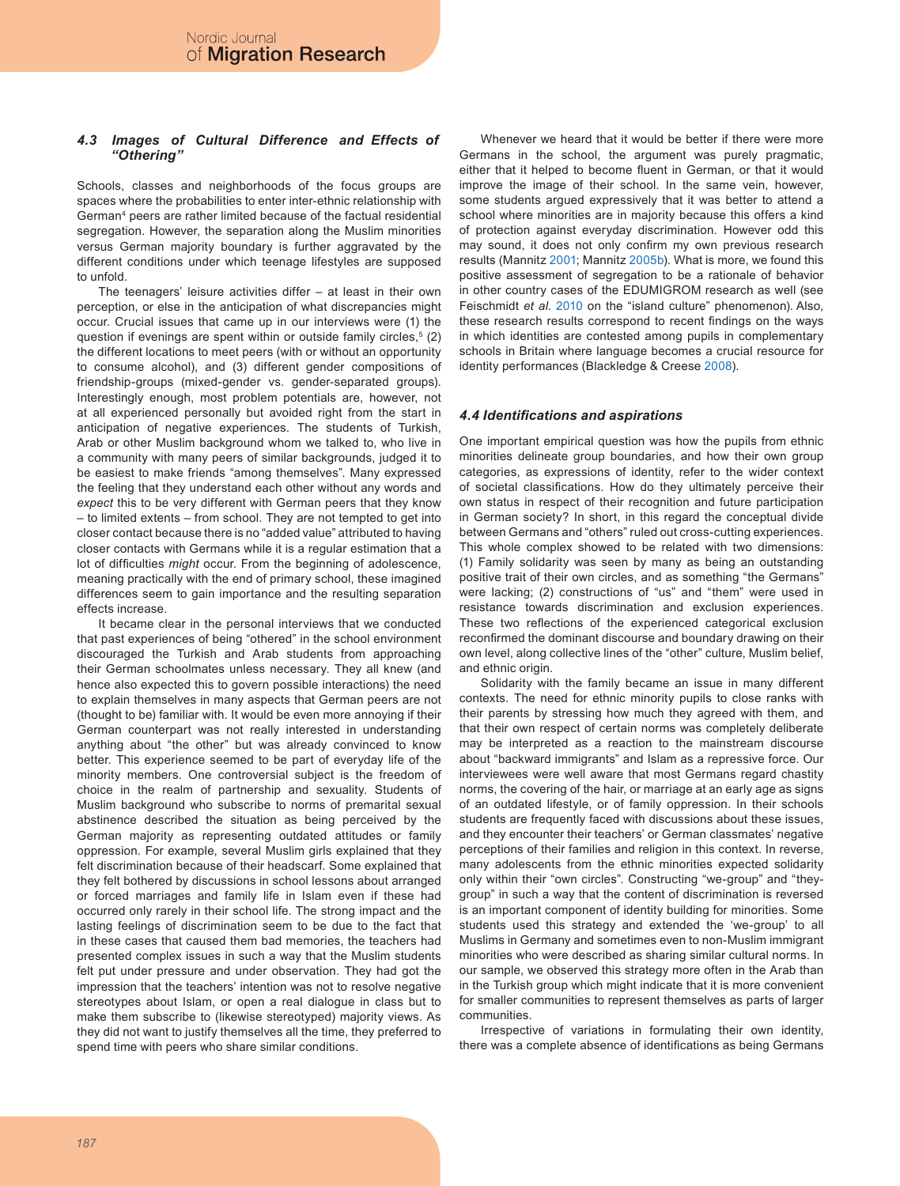### 4.3 *Images of Cultural Difference and Effects of "Othering"*

Schools, classes and neighborhoods of the focus groups are spaces where the probabilities to enter inter-ethnic relationship with German[4] peers are rather limited because of the factual residential segregation. However, the separation along the Muslim minorities versus German majority boundary is further aggravated by the different conditions under which teenage lifestyles are supposed to unfold.

The teenagers' leisure activities differ – at least in their own perception, or else in the anticipation of what discrepancies might occur. Crucial issues that came up in our interviews were (1) the question if evenings are spent within or outside family circles,[5] (2) the different locations to meet peers (with or without an opportunity to consume alcohol), and (3) different gender compositions of friendship-groups (mixed-gender vs. gender-separated groups). Interestingly enough, most problem potentials are, however, not at all experienced personally but avoided right from the start in anticipation of negative experiences. The students of Turkish, Arab or other Muslim background whom we talked to, who live in a community with many peers of similar backgrounds, judged it to be easiest to make friends "among themselves". Many expressed the feeling that they understand each other without any words and *expect* this to be very different with German peers that they know – to limited extents – from school. They are not tempted to get into closer contact because there is no "added value" attributed to having closer contacts with Germans while it is a regular estimation that a lot of difficulties *might* occur. From the beginning of adolescence, meaning practically with the end of primary school, these imagined differences seem to gain importance and the resulting separation effects increase.

It became clear in the personal interviews that we conducted that past experiences of being "othered" in the school environment discouraged the Turkish and Arab students from approaching their German schoolmates unless necessary. They all knew (and hence also expected this to govern possible interactions) the need to explain themselves in many aspects that German peers are not (thought to be) familiar with. It would be even more annoying if their German counterpart was not really interested in understanding anything about "the other" but was already convinced to know better. This experience seemed to be part of everyday life of the minority members. One controversial subject is the freedom of choice in the realm of partnership and sexuality. Students of Muslim background who subscribe to norms of premarital sexual abstinence described the situation as being perceived by the German majority as representing outdated attitudes or family oppression. For example, several Muslim girls explained that they felt discrimination because of their headscarf. Some explained that they felt bothered by discussions in school lessons about arranged or forced marriages and family life in Islam even if these had occurred only rarely in their school life. The strong impact and the lasting feelings of discrimination seem to be due to the fact that in these cases that caused them bad memories, the teachers had presented complex issues in such a way that the Muslim students felt put under pressure and under observation. They had got the impression that the teachers' intention was not to resolve negative stereotypes about Islam, or open a real dialogue in class but to make them subscribe to (likewise stereotyped) majority views. As they did not want to justify themselves all the time, they preferred to spend time with peers who share similar conditions.

Whenever we heard that it would be better if there were more Germans in the school, the argument was purely pragmatic, either that it helped to become fluent in German, or that it would improve the image of their school. In the same vein, however, some students argued expressively that it was better to attend a school where minorities are in majority because this offers a kind of protection against everyday discrimination. However odd this may sound, it does not only confirm my own previous research results (Mannitz 2001; Mannitz 2005b). What is more, we found this positive assessment of segregation to be a rationale of behavior in other country cases of the EDUMIGROM research as well (see Feischmidt *et al.* 2010 on the "island culture" phenomenon). Also, these research results correspond to recent findings on the ways in which identities are contested among pupils in complementary schools in Britain where language becomes a crucial resource for identity performances (Blackledge & Creese 2008).

### *4.4 Identifications and aspirations*

One important empirical question was how the pupils from ethnic minorities delineate group boundaries, and how their own group categories, as expressions of identity, refer to the wider context of societal classifications. How do they ultimately perceive their own status in respect of their recognition and future participation in German society? In short, in this regard the conceptual divide between Germans and "others" ruled out cross-cutting experiences. This whole complex showed to be related with two dimensions: (1) Family solidarity was seen by many as being an outstanding positive trait of their own circles, and as something "the Germans" were lacking; (2) constructions of "us" and "them" were used in resistance towards discrimination and exclusion experiences. These two reflections of the experienced categorical exclusion reconfirmed the dominant discourse and boundary drawing on their own level, along collective lines of the "other" culture, Muslim belief, and ethnic origin.

Solidarity with the family became an issue in many different contexts. The need for ethnic minority pupils to close ranks with their parents by stressing how much they agreed with them, and that their own respect of certain norms was completely deliberate may be interpreted as a reaction to the mainstream discourse about "backward immigrants" and Islam as a repressive force. Our interviewees were well aware that most Germans regard chastity norms, the covering of the hair, or marriage at an early age as signs of an outdated lifestyle, or of family oppression. In their schools students are frequently faced with discussions about these issues, and they encounter their teachers' or German classmates' negative perceptions of their families and religion in this context. In reverse, many adolescents from the ethnic minorities expected solidarity only within their "own circles". Constructing "we-group" and "they-group" in such a way that the content of discrimination is reversed is an important component of identity building for minorities. Some students used this strategy and extended the 'we-group' to all Muslims in Germany and sometimes even to non-Muslim immigrant minorities who were described as sharing similar cultural norms. In our sample, we observed this strategy more often in the Arab than in the Turkish group which might indicate that it is more convenient for smaller communities to represent themselves as parts of larger communities.

Irrespective of variations in formulating their own identity, there was a complete absence of identifications as being Germans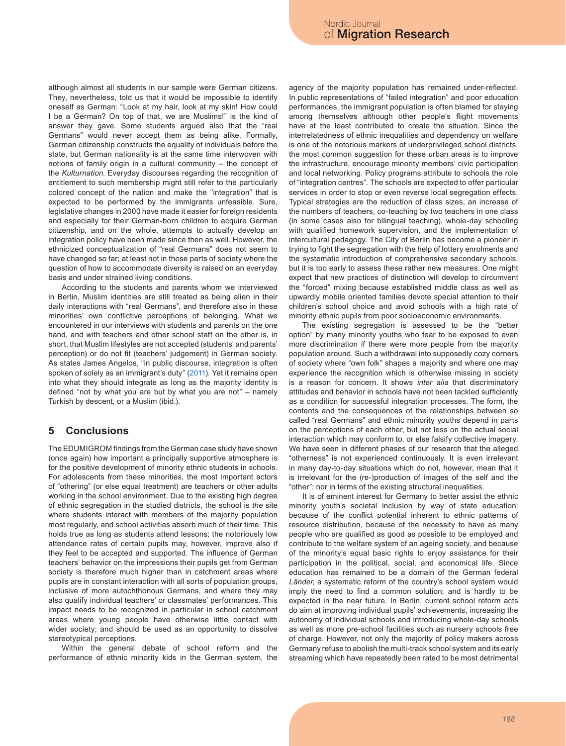although almost all students in our sample were German citizens. They, nevertheless, told us that it would be impossible to identify oneself as German: "Look at my hair, look at my skin! How could I be a German? On top of that, we are Muslims!" is the kind of answer they gave. Some students argued also that the "real Germans" would never accept them as being alike. Formally, German citizenship constructs the equality of individuals before the state, but German nationality is at the same time interwoven with notions of family origin in a cultural community – the concept of the *Kulturnation*. Everyday discourses regarding the recognition of entitlement to such membership might still refer to the particularly colored concept of the nation and make the "integration" that is expected to be performed by the immigrants unfeasible. Sure, legislative changes in 2000 have made it easier for foreign residents and especially for their German-born children to acquire German citizenship, and on the whole, attempts to actually develop an integration policy have been made since then as well. However, the ethnicized conceptualization of "real Germans" does not seem to have changed so far; at least not in those parts of society where the question of how to accommodate diversity is raised on an everyday basis and under strained living conditions.

According to the students and parents whom we interviewed in Berlin, Muslim identities are still treated as being alien in their daily interactions with "real Germans", and therefore also in these minorities' own conflictive perceptions of belonging. What we encountered in our interviews with students and parents on the one hand, and with teachers and other school staff on the other is, in short, that Muslim lifestyles are not accepted (students' and parents' perception) or do not fit (teachers' judgement) in German society. As states James Angelos, "in public discourse, integration is often spoken of solely as an immigrant's duty" (2011). Yet it remains open into what they should integrate as long as the majority identity is defined "not by what you are but by what you are not" – namely Turkish by descent, or a Muslim (ibid.).

## 5 Conclusions

The EDUMIGROM findings from the German case study have shown (once again) how important a principally supportive atmosphere is for the positive development of minority ethnic students in schools. For adolescents from these minorities, the most important actors of "othering" (or else equal treatment) are teachers or other adults working in the school environment. Due to the existing high degree of ethnic segregation in the studied districts, the school is *the* site where students interact with members of the majority population most regularly, and school activities absorb much of their time. This holds true as long as students attend lessons; the notoriously low attendance rates of certain pupils may, however, improve also if they feel to be accepted and supported. The influence of German teachers' behavior on the impressions their pupils get from German society is therefore much higher than in catchment areas where pupils are in constant interaction with all sorts of population groups, inclusive of more autochthonous Germans, and where they may also qualify individual teachers' or classmates' performances. This impact needs to be recognized in particular in school catchment areas where young people have otherwise little contact with wider society; and should be used as an opportunity to dissolve stereotypical perceptions.

Within the general debate of school reform and the performance of ethnic minority kids in the German system, the agency of the majority population has remained under-reflected. In public representations of "failed integration" and poor education performances, the immigrant population is often blamed for staying among themselves although other people's flight movements have at the least contributed to create the situation. Since the interrelatedness of ethnic inequalities and dependency on welfare is one of the notorious markers of underprivileged school districts, the most common suggestion for these urban areas is to improve the infrastructure, encourage minority members' civic participation and local networking. Policy programs attribute to schools the role of "integration centres". The schools are expected to offer particular services in order to stop or even reverse local segregation effects. Typical strategies are the reduction of class sizes, an increase of the numbers of teachers, co-teaching by two teachers in one class (in some cases also for bilingual teaching), whole-day schooling with qualified homework supervision, and the implementation of intercultural pedagogy. The City of Berlin has become a pioneer in trying to fight the segregation with the help of lottery enrolments and the systematic introduction of comprehensive secondary schools, but it is too early to assess these rather new measures. One might expect that new practices of distinction will develop to circumvent the "forced" mixing because established middle class as well as upwardly mobile oriented families devote special attention to their children's school choice and avoid schools with a high rate of minority ethnic pupils from poor socioeconomic environments.

The existing segregation is assessed to be the "better option" by many minority youths who fear to be exposed to even more discrimination if there were more people from the majority population around. Such a withdrawal into supposedly cozy corners of society where "own folk" shapes a majority and where one may experience the recognition which is otherwise missing in society is a reason for concern. It shows *inter alia* that discriminatory attitudes and behavior in schools have not been tackled sufficiently as a condition for successful integration processes. The form, the contents and the consequences of the relationships between so called "real Germans" and ethnic minority youths depend in parts on the perceptions of each other, but not less on the actual social interaction which may conform to, or else falsify collective imagery. We have seen in different phases of our research that the alleged "otherness" is not experienced continuously. It is even irrelevant in many day-to-day situations which do not, however, mean that it is irrelevant for the (re-)production of images of the self and the "other"; nor in terms of the existing structural inequalities.

It is of eminent interest for Germany to better assist the ethnic minority youth's societal inclusion by way of state education: because of the conflict potential inherent to ethnic patterns of resource distribution, because of the necessity to have as many people who are qualified as good as possible to be employed and contribute to the welfare system of an ageing society, and because of the minority's equal basic rights to enjoy assistance for their participation in the political, social, and economical life. Since education has remained to be a domain of the German federal *Länder*, a systematic reform of the country's school system would imply the need to find a common solution; and is hardly to be expected in the near future. In Berlin, current school reform acts do aim at improving individual pupils' achievements, increasing the autonomy of individual schools and introducing whole-day schools as well as more pre-school facilities such as nursery schools free of charge. However, not only the majority of policy makers across Germany refuse to abolish the multi-track school system and its early streaming which have repeatedly been rated to be most detrimental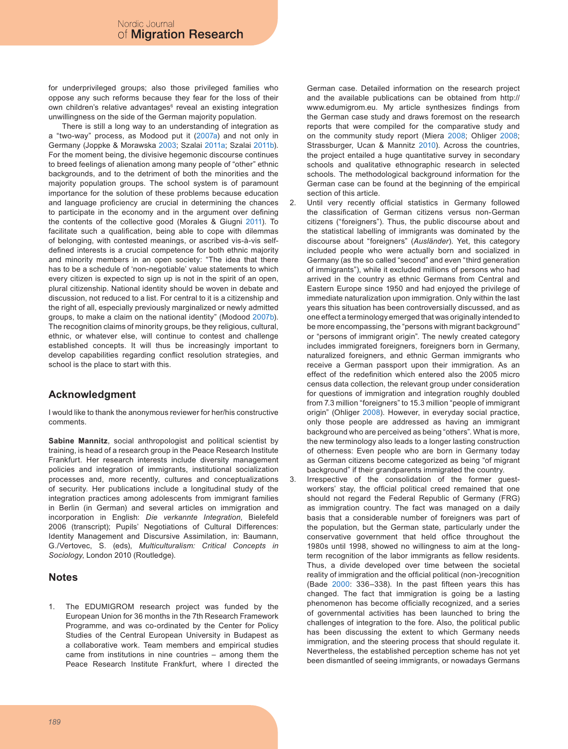for underprivileged groups; also those privileged families who oppose any such reforms because they fear for the loss of their own children's relative advantages[6] reveal an existing integration unwillingness on the side of the German majority population.

There is still a long way to an understanding of integration as a "two-way" process, as Modood put it (2007a) and not only in Germany (Joppke & Morawska 2003; Szalai 2011a; Szalai 2011b). For the moment being, the divisive hegemonic discourse continues to breed feelings of alienation among many people of "other" ethnic backgrounds, and to the detriment of both the minorities and the majority population groups. The school system is of paramount importance for the solution of these problems because education and language proficiency are crucial in determining the chances to participate in the economy and in the argument over defining the contents of the collective good (Morales & Giugni 2011). To facilitate such a qualification, being able to cope with dilemmas of belonging, with contested meanings, or ascribed vis-à-vis self-defined interests is a crucial competence for both ethnic majority and minority members in an open society: "The idea that there has to be a schedule of 'non-negotiable' value statements to which every citizen is expected to sign up is not in the spirit of an open, plural citizenship. National identity should be woven in debate and discussion, not reduced to a list. For central to it is a citizenship and the right of all, especially previously marginalized or newly admitted groups, to make a claim on the national identity" (Modood 2007b). The recognition claims of minority groups, be they religious, cultural, ethnic, or whatever else, will continue to contest and challenge established concepts. It will thus be increasingly important to develop capabilities regarding conflict resolution strategies, and school is the place to start with this.

## Acknowledgment

I would like to thank the anonymous reviewer for her/his constructive comments.

**Sabine Mannitz**, social anthropologist and political scientist by training, is head of a research group in the Peace Research Institute Frankfurt. Her research interests include diversity management policies and integration of immigrants, institutional socialization processes and, more recently, cultures and conceptualizations of security. Her publications include a longitudinal study of the integration practices among adolescents from immigrant families in Berlin (in German) and several articles on immigration and incorporation in English: *Die verkannte Integration*, Bielefeld 2006 (transcript); Pupils' Negotiations of Cultural Differences: Identity Management and Discursive Assimilation, in: Baumann, G./Vertovec, S. (eds), *Multiculturalism: Critical Concepts in Sociology*, London 2010 (Routledge).

## Notes

1. The EDUMIGROM research project was funded by the European Union for 36 months in the 7th Research Framework Programme, and was co-ordinated by the Center for Policy Studies of the Central European University in Budapest as a collaborative work. Team members and comparative studies came from institutions in nine countries – among them the Peace Research Institute Frankfurt, where I directed the German case. Detailed information on the research project and the available publications can be obtained from http://www.edumigrom.eu. My article synthesizes findings from the German case study and draws foremost on the research reports that were compiled for the comparative study and on the community study report (Miera 2008; Ohliger 2008; Strassburger, Ucan & Mannitz 2010). Across the countries, the project entailed a huge quantitative survey in secondary schools and qualitative ethnographic research in selected schools. The methodological background information for the German case can be found at the beginning of the empirical section of this article.
2. Until very recently official statistics in Germany followed the classification of German citizens versus non-German citizens ("foreigners"). Thus, the public discourse about and the statistical labelling of immigrants was dominated by the discourse about "foreigners" (*Ausländer*). Yet, this category included people who were actually born and socialized in Germany (as the so called "second" and even "third generation of immigrants"), while it excluded millions of persons who had arrived in the country as ethnic Germans from Central and Eastern Europe since 1950 and had enjoyed the privilege of immediate naturalization upon immigration. Only within the last years this situation has been controversially discussed, and as one effect a terminology emerged that was originally intended to be more encompassing, the "persons with migrant background" or "persons of immigrant origin". The newly created category includes immigrated foreigners, foreigners born in Germany, naturalized foreigners, and ethnic German immigrants who receive a German passport upon their immigration. As an effect of the redefinition which entered also the 2005 micro census data collection, the relevant group under consideration for questions of immigration and integration roughly doubled from 7.3 million "foreigners" to 15.3 million "people of immigrant origin" (Ohliger 2008). However, in everyday social practice, only those people are addressed as having an immigrant background who are perceived as being "others". What is more, the new terminology also leads to a longer lasting construction of otherness: Even people who are born in Germany today as German citizens become categorized as being "of migrant background" if their grandparents immigrated the country.
3. Irrespective of the consolidation of the former guest-workers' stay, the official political creed remained that one should not regard the Federal Republic of Germany (FRG) as immigration country. The fact was managed on a daily basis that a considerable number of foreigners was part of the population, but the German state, particularly under the conservative government that held office throughout the 1980s until 1998, showed no willingness to aim at the long-term recognition of the labor immigrants as fellow residents. Thus, a divide developed over time between the societal reality of immigration and the official political (non-)recognition (Bade 2000: 336–338). In the past fifteen years this has changed. The fact that immigration is going be a lasting phenomenon has become officially recognized, and a series of governmental activities has been launched to bring the challenges of integration to the fore. Also, the political public has been discussing the extent to which Germany needs immigration, and the steering process that should regulate it. Nevertheless, the established perception scheme has not yet been dismantled of seeing immigrants, or nowadays Germans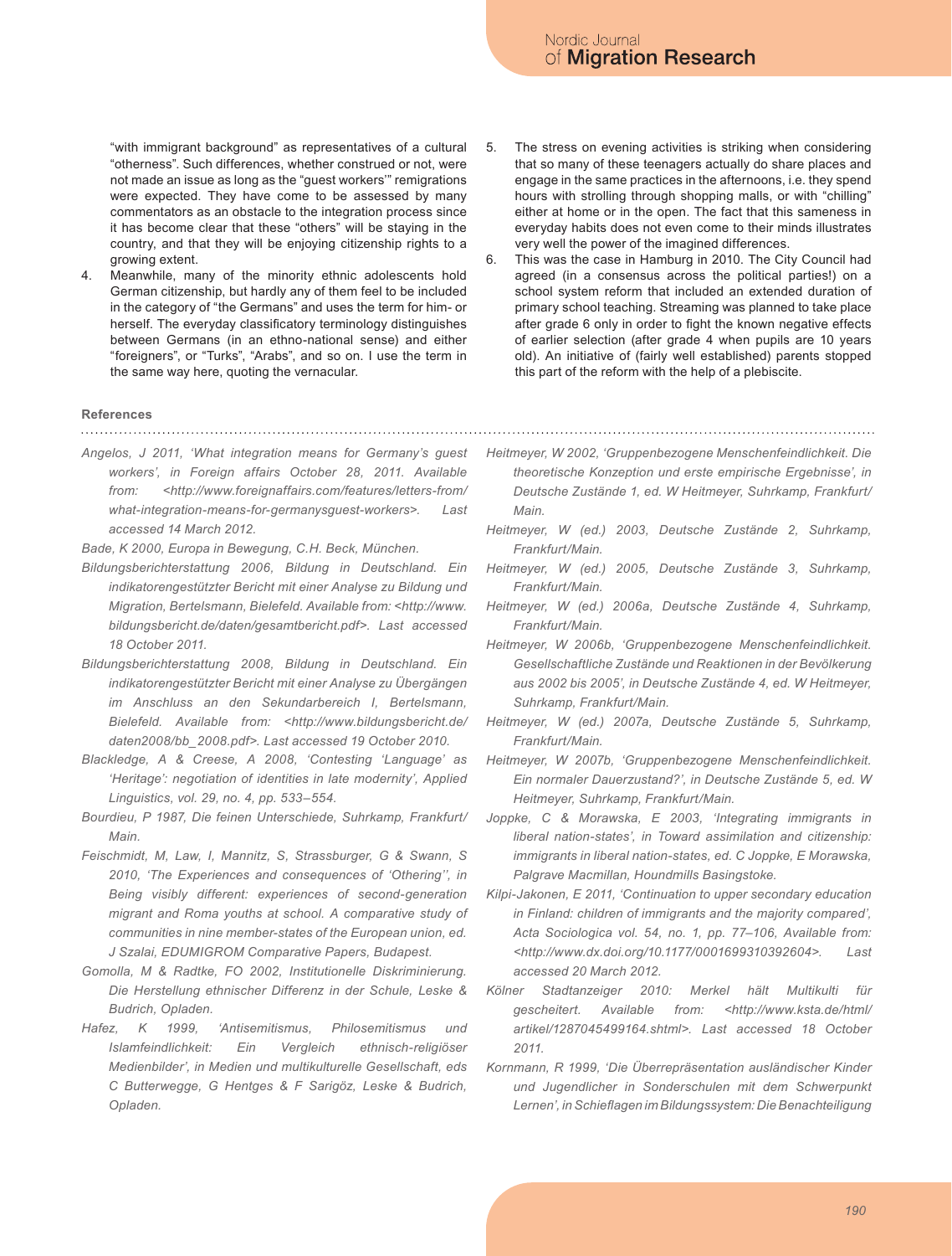"with immigrant background" as representatives of a cultural "otherness". Such differences, whether construed or not, were not made an issue as long as the "guest workers'" remigrations were expected. They have come to be assessed by many commentators as an obstacle to the integration process since it has become clear that these "others" will be staying in the country, and that they will be enjoying citizenship rights to a growing extent.

4. Meanwhile, many of the minority ethnic adolescents hold German citizenship, but hardly any of them feel to be included in the category of "the Germans" and uses the term for him- or herself. The everyday classificatory terminology distinguishes between Germans (in an ethno-national sense) and either "foreigners", or "Turks", "Arabs", and so on. I use the term in the same way here, quoting the vernacular.
5. The stress on evening activities is striking when considering that so many of these teenagers actually do share places and engage in the same practices in the afternoons, i.e. they spend hours with strolling through shopping malls, or with "chilling" either at home or in the open. The fact that this sameness in everyday habits does not even come to their minds illustrates very well the power of the imagined differences.
6. This was the case in Hamburg in 2010. The City Council had agreed (in a consensus across the political parties!) on a school system reform that included an extended duration of primary school teaching. Streaming was planned to take place after grade 6 only in order to fight the known negative effects of earlier selection (after grade 4 when pupils are 10 years old). An initiative of (fairly well established) parents stopped this part of the reform with the help of a plebiscite.

## References

*Angelos, J 2011, 'What integration means for Germany's guest workers', in Foreign affairs October 28, 2011. Available from: <http://www.foreignaffairs.com/features/letters-from/what-integration-means-for-germanysguest-workers>. Last accessed 14 March 2012.*

*Bade, K 2000, Europa in Bewegung, C.H. Beck, München.*

*Bildungsberichterstattung 2006, Bildung in Deutschland. Ein indikatorengestützter Bericht mit einer Analyse zu Bildung und Migration, Bertelsmann, Bielefeld. Available from: <http://www.bildungsbericht.de/daten/gesamtbericht.pdf>. Last accessed 18 October 2011.*

*Bildungsberichterstattung 2008, Bildung in Deutschland. Ein indikatorengestützter Bericht mit einer Analyse zu Übergängen im Anschluss an den Sekundarbereich I, Bertelsmann, Bielefeld. Available from: <http://www.bildungsbericht.de/daten2008/bb_2008.pdf>. Last accessed 19 October 2010.*

*Blackledge, A & Creese, A 2008, 'Contesting 'Language' as 'Heritage': negotiation of identities in late modernity', Applied Linguistics, vol. 29, no. 4, pp. 533–554.*

*Bourdieu, P 1987, Die feinen Unterschiede, Suhrkamp, Frankfurt/Main.*

*Feischmidt, M, Law, I, Mannitz, S, Strassburger, G & Swann, S 2010, 'The Experiences and consequences of 'Othering'', in Being visibly different: experiences of second-generation migrant and Roma youths at school. A comparative study of communities in nine member-states of the European union, ed. J Szalai, EDUMIGROM Comparative Papers, Budapest.*

*Gomolla, M & Radtke, FO 2002, Institutionelle Diskriminierung. Die Herstellung ethnischer Differenz in der Schule, Leske & Budrich, Opladen.*

*Hafez, K 1999, 'Antisemitismus, Philosemitismus und Islamfeindlichkeit: Ein Vergleich ethnisch-religiöser Medienbilder', in Medien und multikulturelle Gesellschaft, eds C Butterwegge, G Hentges & F Sarigöz, Leske & Budrich, Opladen.*

*Heitmeyer, W 2002, 'Gruppenbezogene Menschenfeindlichkeit. Die theoretische Konzeption und erste empirische Ergebnisse', in Deutsche Zustände 1, ed. W Heitmeyer, Suhrkamp, Frankfurt/Main.*

*Heitmeyer, W (ed.) 2003, Deutsche Zustände 2, Suhrkamp, Frankfurt/Main.*

*Heitmeyer, W (ed.) 2005, Deutsche Zustände 3, Suhrkamp, Frankfurt/Main.*

*Heitmeyer, W (ed.) 2006a, Deutsche Zustände 4, Suhrkamp, Frankfurt/Main.*

*Heitmeyer, W 2006b, 'Gruppenbezogene Menschenfeindlichkeit. Gesellschaftliche Zustände und Reaktionen in der Bevölkerung aus 2002 bis 2005', in Deutsche Zustände 4, ed. W Heitmeyer, Suhrkamp, Frankfurt/Main.*

*Heitmeyer, W (ed.) 2007a, Deutsche Zustände 5, Suhrkamp, Frankfurt/Main.*

*Heitmeyer, W 2007b, 'Gruppenbezogene Menschenfeindlichkeit. Ein normaler Dauerzustand?', in Deutsche Zustände 5, ed. W Heitmeyer, Suhrkamp, Frankfurt/Main.*

*Joppke, C & Morawska, E 2003, 'Integrating immigrants in liberal nation-states', in Toward assimilation and citizenship: immigrants in liberal nation-states, ed. C Joppke, E Morawska, Palgrave Macmillan, Houndmills Basingstoke.*

*Kilpi-Jakonen, E 2011, 'Continuation to upper secondary education in Finland: children of immigrants and the majority compared', Acta Sociologica vol. 54, no. 1, pp. 77–106, Available from: <http://www.dx.doi.org/10.1177/0001699310392604>. Last accessed 20 March 2012.*

*Kölner Stadtanzeiger 2010: Merkel hält Multikulti für gescheitert. Available from: <http://www.ksta.de/html/artikel/1287045499164.shtml>. Last accessed 18 October 2011.*

*Kornmann, R 1999, 'Die Überrepräsentation ausländischer Kinder und Jugendlicher in Sonderschulen mit dem Schwerpunkt Lernen', in Schieflagen im Bildungssystem: Die Benachteiligung*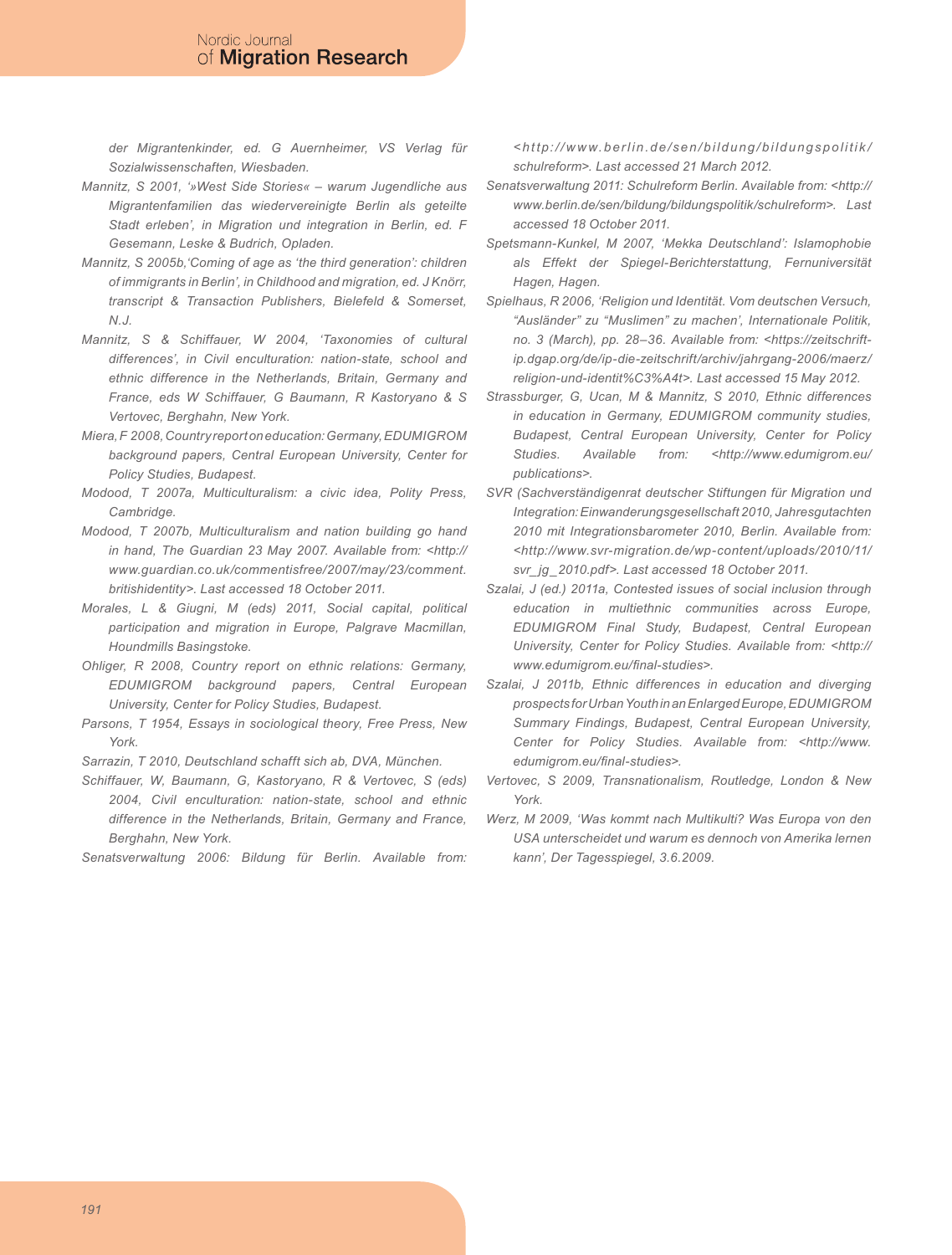*der Migrantenkinder, ed. G Auernheimer, VS Verlag für Sozialwissenschaften, Wiesbaden.*

*Mannitz, S 2001, '»West Side Stories« – warum Jugendliche aus Migrantenfamilien das wiedervereinigte Berlin als geteilte Stadt erleben', in Migration und integration in Berlin, ed. F Gesemann, Leske & Budrich, Opladen.*

*Mannitz, S 2005b,'Coming of age as 'the third generation': children of immigrants in Berlin', in Childhood and migration, ed. J Knörr, transcript & Transaction Publishers, Bielefeld & Somerset, N.J.*

*Mannitz, S & Schiffauer, W 2004, 'Taxonomies of cultural differences', in Civil enculturation: nation-state, school and ethnic difference in the Netherlands, Britain, Germany and France, eds W Schiffauer, G Baumann, R Kastoryano & S Vertovec, Berghahn, New York.*

*Miera, F 2008, Country report on education: Germany, EDUMIGROM background papers, Central European University, Center for Policy Studies, Budapest.*

*Modood, T 2007a, Multiculturalism: a civic idea, Polity Press, Cambridge.*

*Modood, T 2007b, Multiculturalism and nation building go hand in hand, The Guardian 23 May 2007. Available from: <http://www.guardian.co.uk/commentisfree/2007/may/23/comment.britishidentity>. Last accessed 18 October 2011.*

*Morales, L & Giugni, M (eds) 2011, Social capital, political participation and migration in Europe, Palgrave Macmillan, Houndmills Basingstoke.*

*Ohliger, R 2008, Country report on ethnic relations: Germany, EDUMIGROM background papers, Central European University, Center for Policy Studies, Budapest.*

*Parsons, T 1954, Essays in sociological theory, Free Press, New York.*

*Sarrazin, T 2010, Deutschland schafft sich ab, DVA, München.*

*Schiffauer, W, Baumann, G, Kastoryano, R & Vertovec, S (eds) 2004, Civil enculturation: nation-state, school and ethnic difference in the Netherlands, Britain, Germany and France, Berghahn, New York.*

*Senatsverwaltung 2006: Bildung für Berlin. Available from: <http://www.berlin.de/sen/bildung/bildungspolitik/schulreform>. Last accessed 21 March 2012.*

*Senatsverwaltung 2011: Schulreform Berlin. Available from: <http://www.berlin.de/sen/bildung/bildungspolitik/schulreform>. Last accessed 18 October 2011.*

*Spetsmann-Kunkel, M 2007, 'Mekka Deutschland': Islamophobie als Effekt der Spiegel-Berichterstattung, Fernuniversität Hagen, Hagen.*

*Spielhaus, R 2006, 'Religion und Identität. Vom deutschen Versuch, "Ausländer" zu "Muslimen" zu machen', Internationale Politik, no. 3 (March), pp. 28–36. Available from: <https://zeitschrift-ip.dgap.org/de/ip-die-zeitschrift/archiv/jahrgang-2006/maerz/religion-und-identit%C3%A4t>. Last accessed 15 May 2012.*

*Strassburger, G, Ucan, M & Mannitz, S 2010, Ethnic differences in education in Germany, EDUMIGROM community studies, Budapest, Central European University, Center for Policy Studies. Available from: <http://www.edumigrom.eu/publications>.*

*SVR (Sachverständigenrat deutscher Stiftungen für Migration und Integration: Einwanderungsgesellschaft 2010, Jahresgutachten 2010 mit Integrationsbarometer 2010, Berlin. Available from: <http://www.svr-migration.de/wp-content/uploads/2010/11/svr_jg_2010.pdf>. Last accessed 18 October 2011.*

*Szalai, J (ed.) 2011a, Contested issues of social inclusion through education in multiethnic communities across Europe, EDUMIGROM Final Study, Budapest, Central European University, Center for Policy Studies. Available from: <http://www.edumigrom.eu/final-studies>.*

*Szalai, J 2011b, Ethnic differences in education and diverging prospects for Urban Youth in an Enlarged Europe, EDUMIGROM Summary Findings, Budapest, Central European University, Center for Policy Studies. Available from: <http://www.edumigrom.eu/final-studies>.*

*Vertovec, S 2009, Transnationalism, Routledge, London & New York.*

*Werz, M 2009, 'Was kommt nach Multikulti? Was Europa von den USA unterscheidet und warum es dennoch von Amerika lernen kann', Der Tagesspiegel, 3.6.2009.*